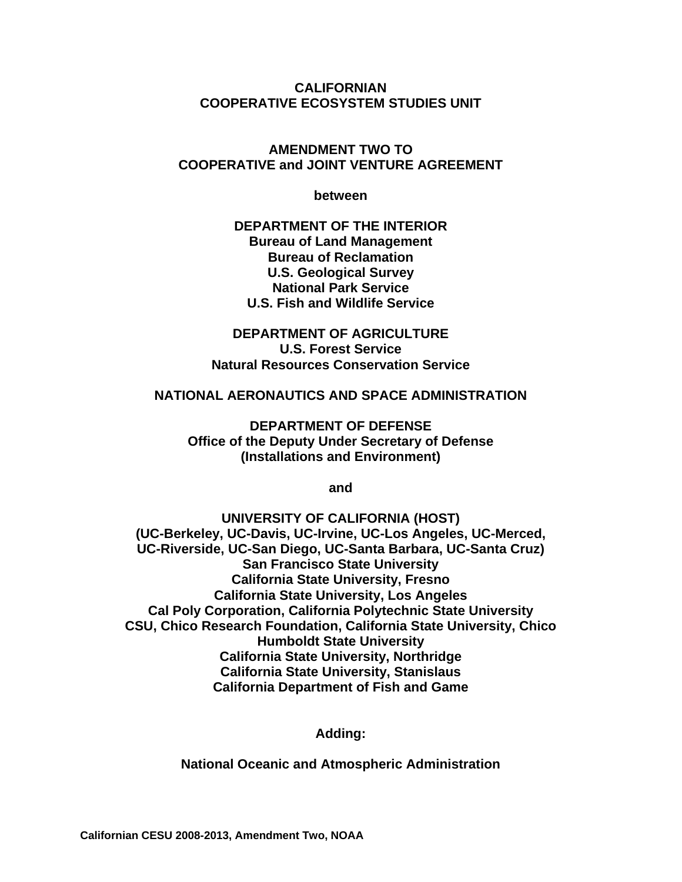**CALIFORNIAN**
**COOPERATIVE ECOSYSTEM STUDIES UNIT**

**AMENDMENT TWO TO**
**COOPERATIVE and JOINT VENTURE AGREEMENT**

**between**

**DEPARTMENT OF THE INTERIOR**
**Bureau of Land Management**
**Bureau of Reclamation**
**U.S. Geological Survey**
**National Park Service**
**U.S. Fish and Wildlife Service**

**DEPARTMENT OF AGRICULTURE**
**U.S. Forest Service**
**Natural Resources Conservation Service**

**NATIONAL AERONAUTICS AND SPACE ADMINISTRATION**

**DEPARTMENT OF DEFENSE**
**Office of the Deputy Under Secretary of Defense**
**(Installations and Environment)**

**and**

**UNIVERSITY OF CALIFORNIA (HOST)**
**(UC-Berkeley, UC-Davis, UC-Irvine, UC-Los Angeles, UC-Merced, UC-Riverside, UC-San Diego, UC-Santa Barbara, UC-Santa Cruz)**
**San Francisco State University**
**California State University, Fresno**
**California State University, Los Angeles**
**Cal Poly Corporation, California Polytechnic State University**
**CSU, Chico Research Foundation, California State University, Chico**
**Humboldt State University**
**California State University, Northridge**
**California State University, Stanislaus**
**California Department of Fish and Game**

**Adding:**

**National Oceanic and Atmospheric Administration**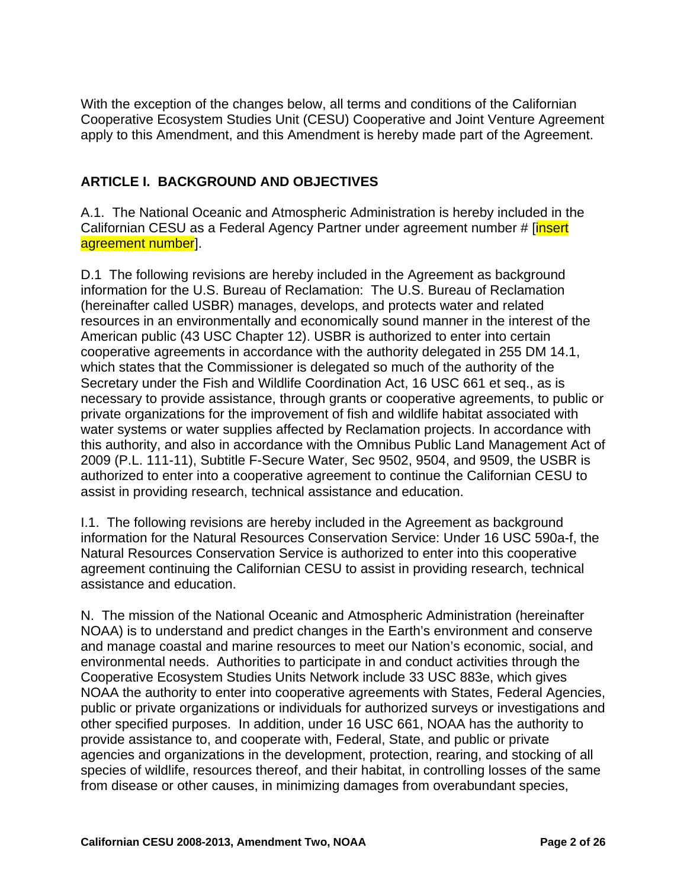With the exception of the changes below, all terms and conditions of the Californian Cooperative Ecosystem Studies Unit (CESU) Cooperative and Joint Venture Agreement apply to this Amendment, and this Amendment is hereby made part of the Agreement.

## ARTICLE I. BACKGROUND AND OBJECTIVES

A.1. The National Oceanic and Atmospheric Administration is hereby included in the Californian CESU as a Federal Agency Partner under agreement number # [insert agreement number].

D.1 The following revisions are hereby included in the Agreement as background information for the U.S. Bureau of Reclamation: The U.S. Bureau of Reclamation (hereinafter called USBR) manages, develops, and protects water and related resources in an environmentally and economically sound manner in the interest of the American public (43 USC Chapter 12). USBR is authorized to enter into certain cooperative agreements in accordance with the authority delegated in 255 DM 14.1, which states that the Commissioner is delegated so much of the authority of the Secretary under the Fish and Wildlife Coordination Act, 16 USC 661 et seq., as is necessary to provide assistance, through grants or cooperative agreements, to public or private organizations for the improvement of fish and wildlife habitat associated with water systems or water supplies affected by Reclamation projects. In accordance with this authority, and also in accordance with the Omnibus Public Land Management Act of 2009 (P.L. 111-11), Subtitle F-Secure Water, Sec 9502, 9504, and 9509, the USBR is authorized to enter into a cooperative agreement to continue the Californian CESU to assist in providing research, technical assistance and education.

I.1. The following revisions are hereby included in the Agreement as background information for the Natural Resources Conservation Service: Under 16 USC 590a-f, the Natural Resources Conservation Service is authorized to enter into this cooperative agreement continuing the Californian CESU to assist in providing research, technical assistance and education.

N. The mission of the National Oceanic and Atmospheric Administration (hereinafter NOAA) is to understand and predict changes in the Earth's environment and conserve and manage coastal and marine resources to meet our Nation's economic, social, and environmental needs. Authorities to participate in and conduct activities through the Cooperative Ecosystem Studies Units Network include 33 USC 883e, which gives NOAA the authority to enter into cooperative agreements with States, Federal Agencies, public or private organizations or individuals for authorized surveys or investigations and other specified purposes. In addition, under 16 USC 661, NOAA has the authority to provide assistance to, and cooperate with, Federal, State, and public or private agencies and organizations in the development, protection, rearing, and stocking of all species of wildlife, resources thereof, and their habitat, in controlling losses of the same from disease or other causes, in minimizing damages from overabundant species,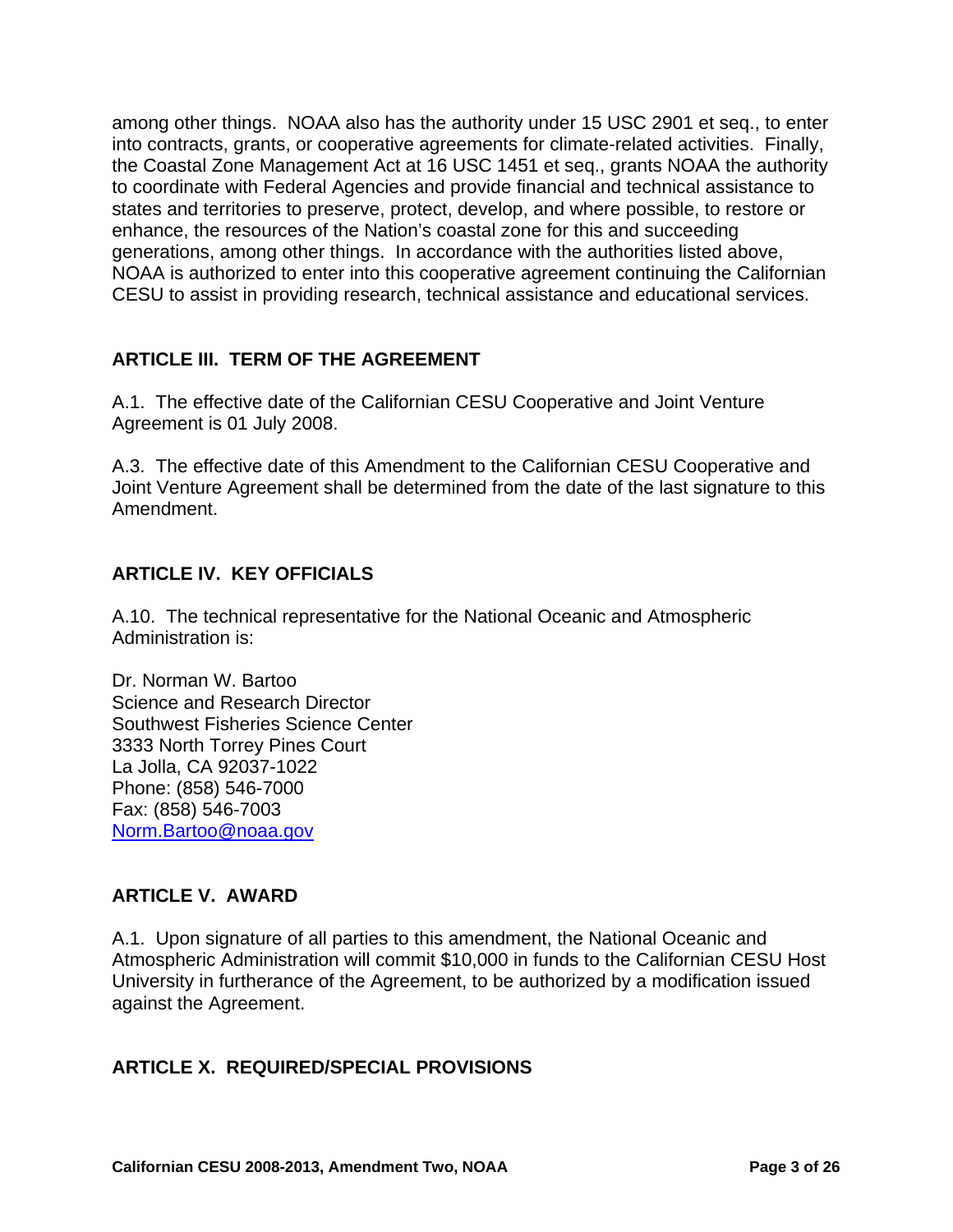among other things. NOAA also has the authority under 15 USC 2901 et seq., to enter into contracts, grants, or cooperative agreements for climate-related activities. Finally, the Coastal Zone Management Act at 16 USC 1451 et seq., grants NOAA the authority to coordinate with Federal Agencies and provide financial and technical assistance to states and territories to preserve, protect, develop, and where possible, to restore or enhance, the resources of the Nation's coastal zone for this and succeeding generations, among other things. In accordance with the authorities listed above, NOAA is authorized to enter into this cooperative agreement continuing the Californian CESU to assist in providing research, technical assistance and educational services.

## ARTICLE III. TERM OF THE AGREEMENT

A.1. The effective date of the Californian CESU Cooperative and Joint Venture Agreement is 01 July 2008.

A.3. The effective date of this Amendment to the Californian CESU Cooperative and Joint Venture Agreement shall be determined from the date of the last signature to this Amendment.

## ARTICLE IV. KEY OFFICIALS

A.10. The technical representative for the National Oceanic and Atmospheric Administration is:

Dr. Norman W. Bartoo
Science and Research Director
Southwest Fisheries Science Center
3333 North Torrey Pines Court
La Jolla, CA 92037-1022
Phone: (858) 546-7000
Fax: (858) 546-7003
Norm.Bartoo@noaa.gov

## ARTICLE V. AWARD

A.1. Upon signature of all parties to this amendment, the National Oceanic and Atmospheric Administration will commit $10,000 in funds to the Californian CESU Host University in furtherance of the Agreement, to be authorized by a modification issued against the Agreement.

## ARTICLE X. REQUIRED/SPECIAL PROVISIONS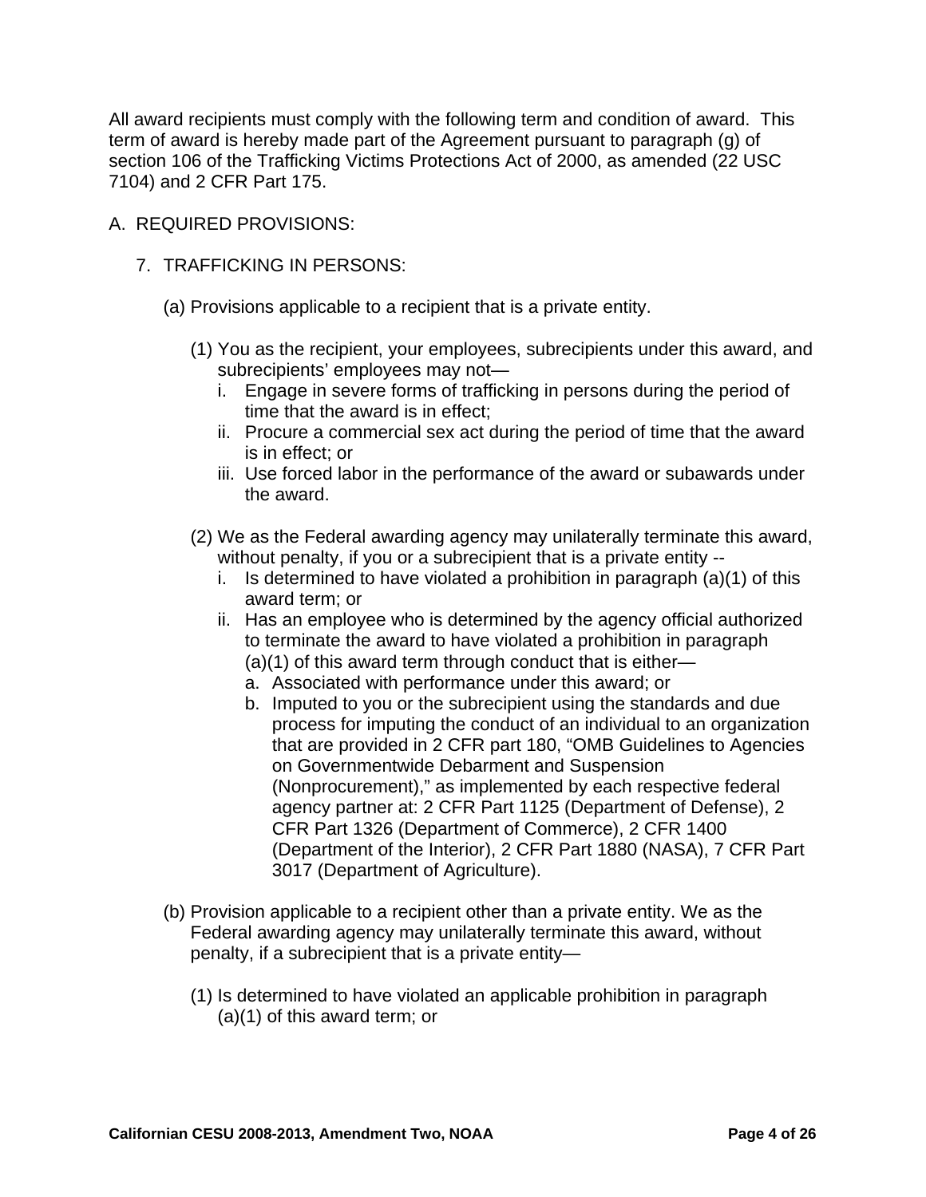All award recipients must comply with the following term and condition of award. This term of award is hereby made part of the Agreement pursuant to paragraph (g) of section 106 of the Trafficking Victims Protections Act of 2000, as amended (22 USC 7104) and 2 CFR Part 175.

A. REQUIRED PROVISIONS:

7. TRAFFICKING IN PERSONS:

(a) Provisions applicable to a recipient that is a private entity.

(1) You as the recipient, your employees, subrecipients under this award, and subrecipients' employees may not—

  i. Engage in severe forms of trafficking in persons during the period of time that the award is in effect;
  ii. Procure a commercial sex act during the period of time that the award is in effect; or
  iii. Use forced labor in the performance of the award or subawards under the award.

(2) We as the Federal awarding agency may unilaterally terminate this award, without penalty, if you or a subrecipient that is a private entity --

  i. Is determined to have violated a prohibition in paragraph (a)(1) of this award term; or
  ii. Has an employee who is determined by the agency official authorized to terminate the award to have violated a prohibition in paragraph (a)(1) of this award term through conduct that is either—
    a. Associated with performance under this award; or
    b. Imputed to you or the subrecipient using the standards and due process for imputing the conduct of an individual to an organization that are provided in 2 CFR part 180, "OMB Guidelines to Agencies on Governmentwide Debarment and Suspension (Nonprocurement)," as implemented by each respective federal agency partner at: 2 CFR Part 1125 (Department of Defense), 2 CFR Part 1326 (Department of Commerce), 2 CFR 1400 (Department of the Interior), 2 CFR Part 1880 (NASA), 7 CFR Part 3017 (Department of Agriculture).

(b) Provision applicable to a recipient other than a private entity. We as the Federal awarding agency may unilaterally terminate this award, without penalty, if a subrecipient that is a private entity—

(1) Is determined to have violated an applicable prohibition in paragraph (a)(1) of this award term; or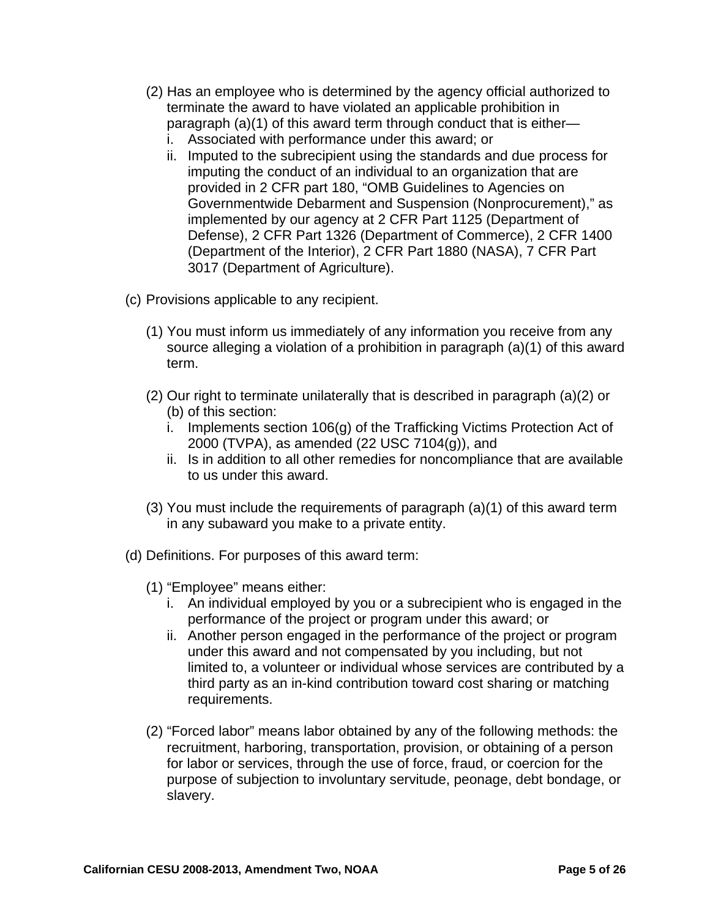(2) Has an employee who is determined by the agency official authorized to terminate the award to have violated an applicable prohibition in paragraph (a)(1) of this award term through conduct that is either—
   i. Associated with performance under this award; or
   ii. Imputed to the subrecipient using the standards and due process for imputing the conduct of an individual to an organization that are provided in 2 CFR part 180, “OMB Guidelines to Agencies on Governmentwide Debarment and Suspension (Nonprocurement),” as implemented by our agency at 2 CFR Part 1125 (Department of Defense), 2 CFR Part 1326 (Department of Commerce), 2 CFR 1400 (Department of the Interior), 2 CFR Part 1880 (NASA), 7 CFR Part 3017 (Department of Agriculture).

(c) Provisions applicable to any recipient.

(1) You must inform us immediately of any information you receive from any source alleging a violation of a prohibition in paragraph (a)(1) of this award term.

(2) Our right to terminate unilaterally that is described in paragraph (a)(2) or (b) of this section:
   i. Implements section 106(g) of the Trafficking Victims Protection Act of 2000 (TVPA), as amended (22 USC 7104(g)), and
   ii. Is in addition to all other remedies for noncompliance that are available to us under this award.

(3) You must include the requirements of paragraph (a)(1) of this award term in any subaward you make to a private entity.

(d) Definitions. For purposes of this award term:

(1) “Employee” means either:
   i. An individual employed by you or a subrecipient who is engaged in the performance of the project or program under this award; or
   ii. Another person engaged in the performance of the project or program under this award and not compensated by you including, but not limited to, a volunteer or individual whose services are contributed by a third party as an in-kind contribution toward cost sharing or matching requirements.

(2) “Forced labor” means labor obtained by any of the following methods: the recruitment, harboring, transportation, provision, or obtaining of a person for labor or services, through the use of force, fraud, or coercion for the purpose of subjection to involuntary servitude, peonage, debt bondage, or slavery.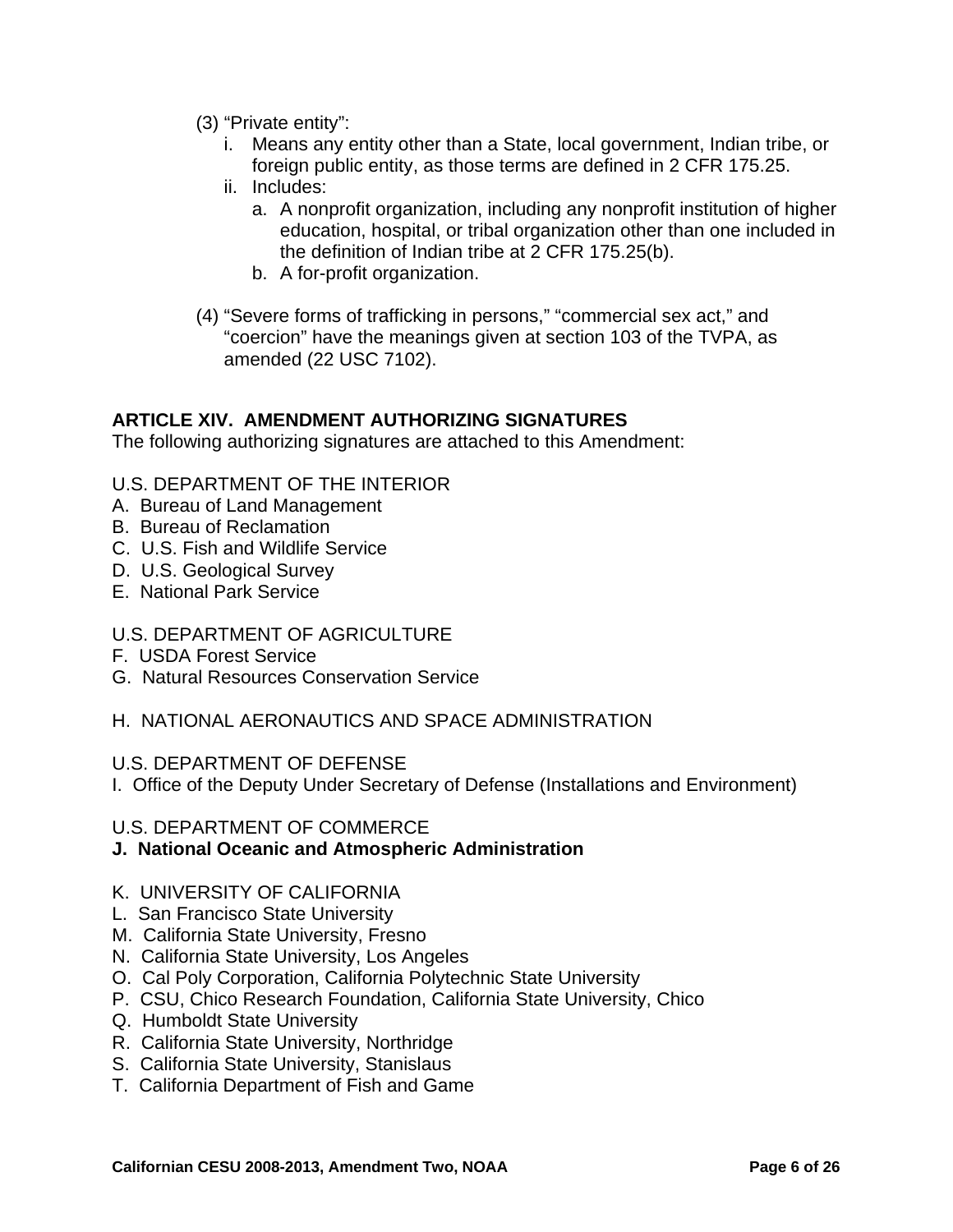(3) "Private entity":

   i. Means any entity other than a State, local government, Indian tribe, or foreign public entity, as those terms are defined in 2 CFR 175.25.

   ii. Includes:

      a. A nonprofit organization, including any nonprofit institution of higher education, hospital, or tribal organization other than one included in the definition of Indian tribe at 2 CFR 175.25(b).

      b. A for-profit organization.

(4) "Severe forms of trafficking in persons," "commercial sex act," and "coercion" have the meanings given at section 103 of the TVPA, as amended (22 USC 7102).

## ARTICLE XIV. AMENDMENT AUTHORIZING SIGNATURES

The following authorizing signatures are attached to this Amendment:

U.S. DEPARTMENT OF THE INTERIOR
A. Bureau of Land Management
B. Bureau of Reclamation
C. U.S. Fish and Wildlife Service
D. U.S. Geological Survey
E. National Park Service

U.S. DEPARTMENT OF AGRICULTURE
F. USDA Forest Service
G. Natural Resources Conservation Service

H. NATIONAL AERONAUTICS AND SPACE ADMINISTRATION

U.S. DEPARTMENT OF DEFENSE
I. Office of the Deputy Under Secretary of Defense (Installations and Environment)

U.S. DEPARTMENT OF COMMERCE
**J. National Oceanic and Atmospheric Administration**

K. UNIVERSITY OF CALIFORNIA
L. San Francisco State University
M. California State University, Fresno
N. California State University, Los Angeles
O. Cal Poly Corporation, California Polytechnic State University
P. CSU, Chico Research Foundation, California State University, Chico
Q. Humboldt State University
R. California State University, Northridge
S. California State University, Stanislaus
T. California Department of Fish and Game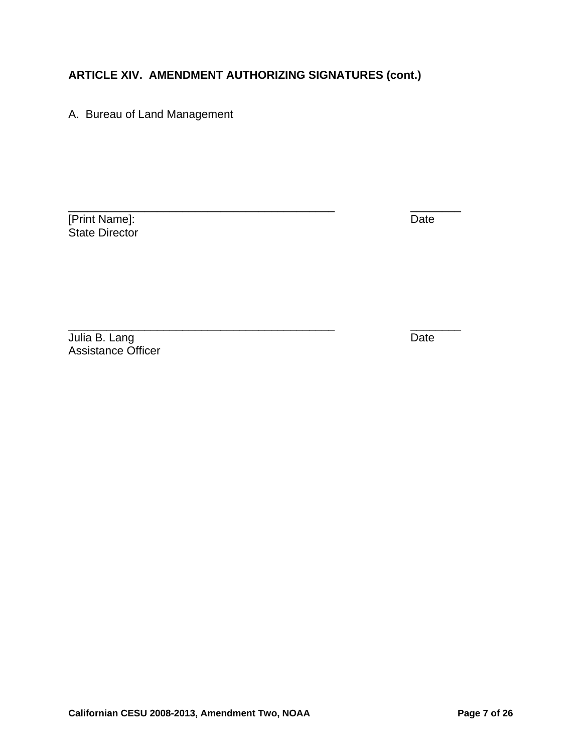**ARTICLE XIV. AMENDMENT AUTHORIZING SIGNATURES (cont.)**

A. Bureau of Land Management

_____________________________________________ ________

[Print Name]: Date

State Director

_____________________________________________ ________

Julia B. Lang Date

Assistance Officer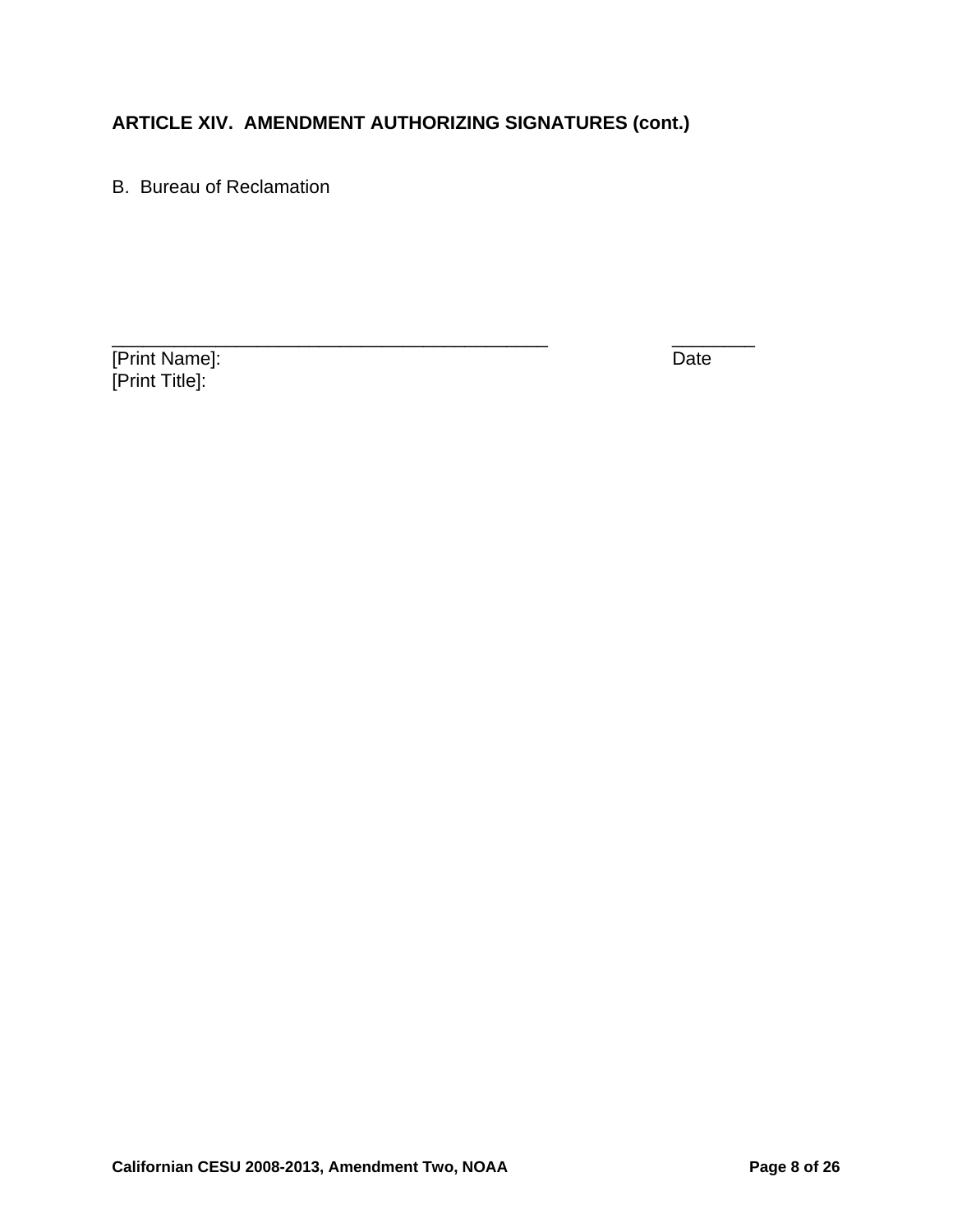### ARTICLE XIV. AMENDMENT AUTHORIZING SIGNATURES (cont.)

B. Bureau of Reclamation

_____________________________________________ ________
[Print Name]: Date
[Print Title]: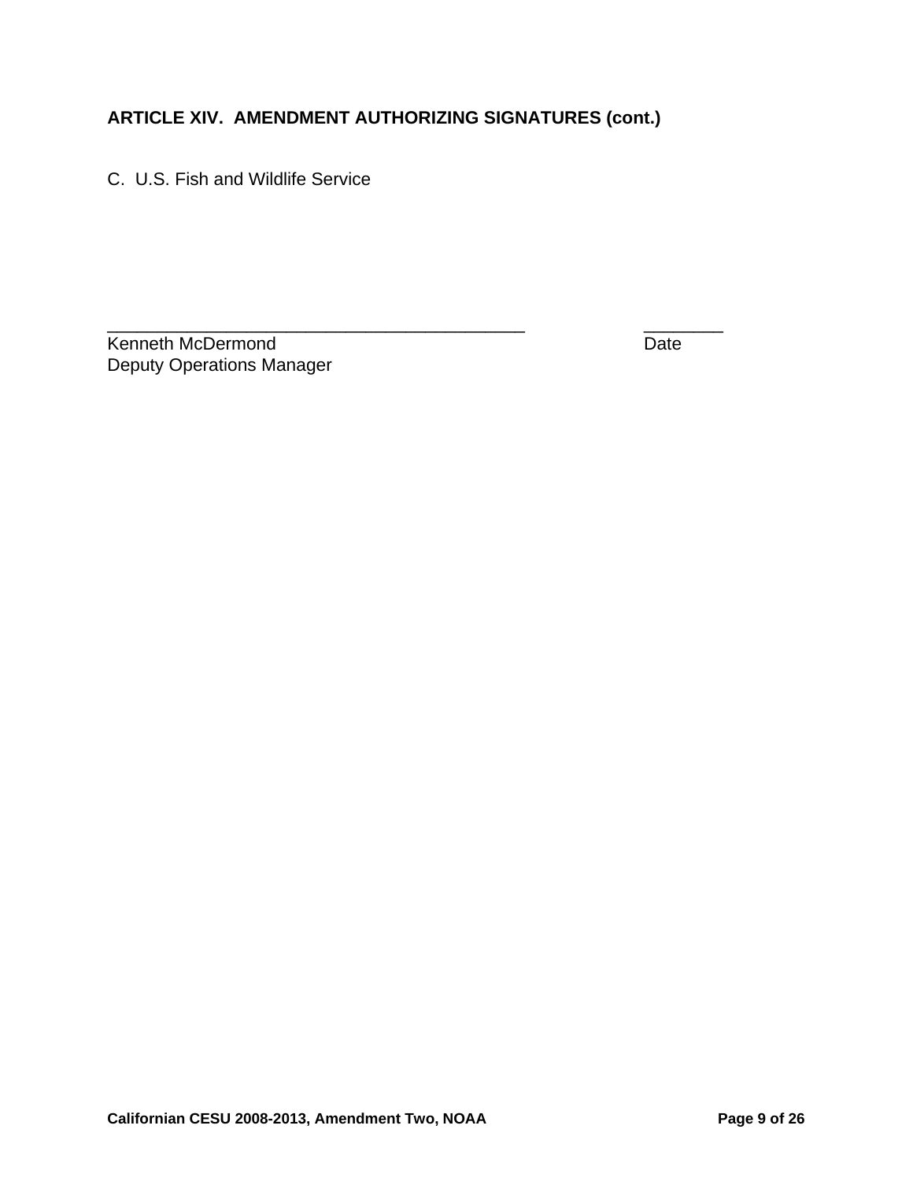**ARTICLE XIV. AMENDMENT AUTHORIZING SIGNATURES (cont.)**

C. U.S. Fish and Wildlife Service

_____________________________________________ ________

Kenneth McDermond Date

Deputy Operations Manager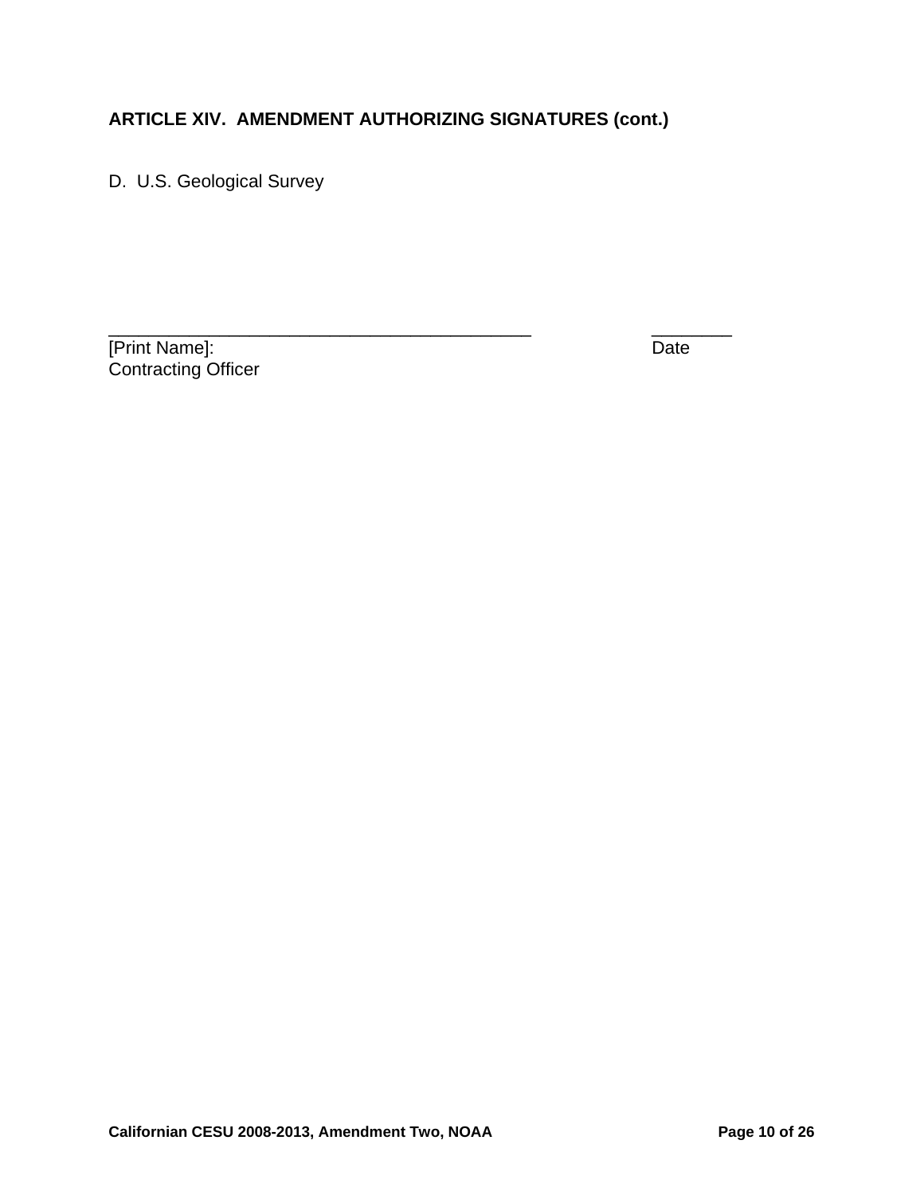**ARTICLE XIV. AMENDMENT AUTHORIZING SIGNATURES (cont.)**

D. U.S. Geological Survey

_____________________________________________ ________
[Print Name]: Date
Contracting Officer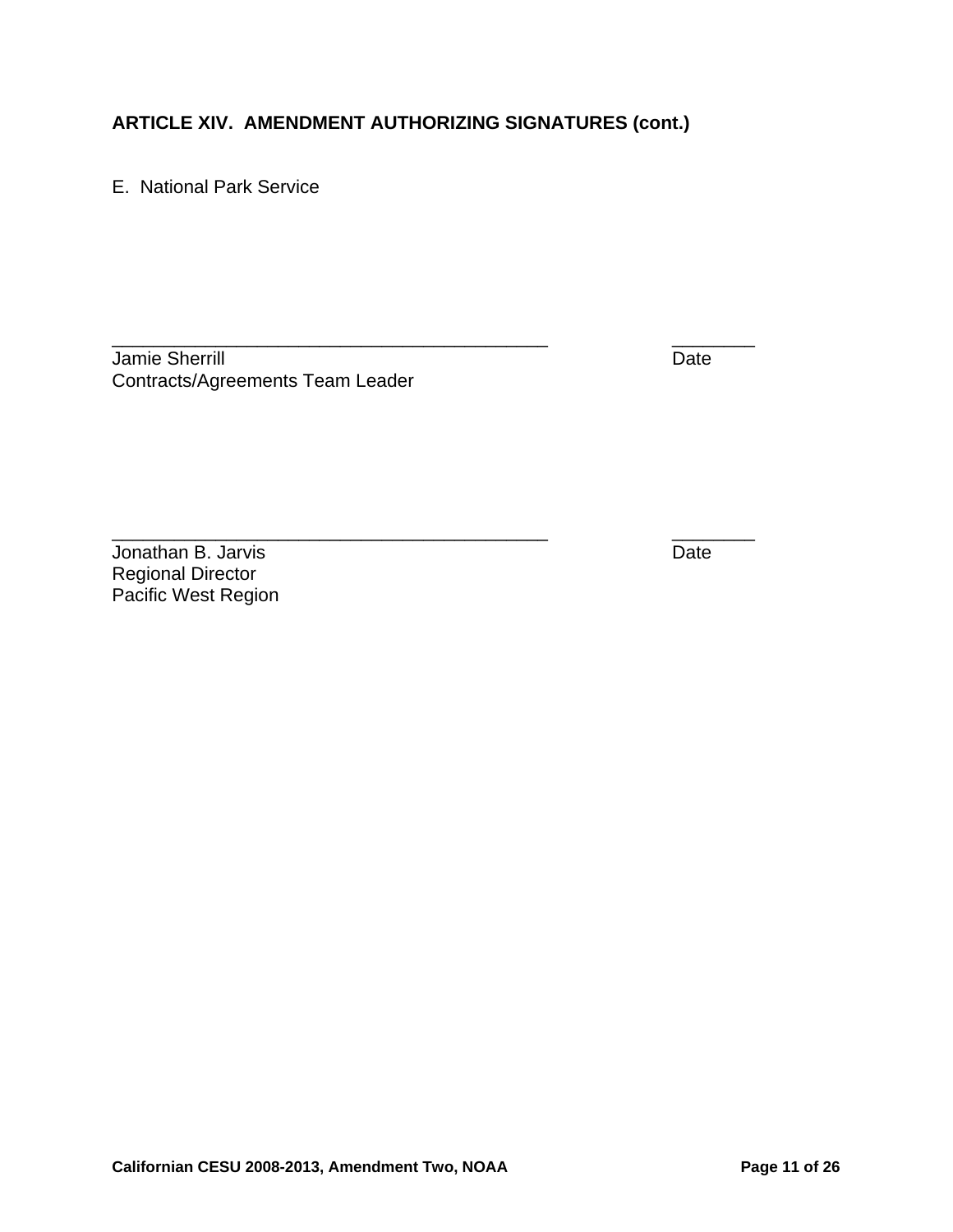**ARTICLE XIV. AMENDMENT AUTHORIZING SIGNATURES (cont.)**

E. National Park Service

\_\_\_\_\_\_\_\_\_\_\_\_\_\_\_\_\_\_\_\_\_\_\_\_\_\_\_\_\_\_\_\_\_\_\_\_\_\_\_\_\_\_\_\_ \_\_\_\_\_\_\_\_\_
Jamie Sherrill Date
Contracts/Agreements Team Leader

\_\_\_\_\_\_\_\_\_\_\_\_\_\_\_\_\_\_\_\_\_\_\_\_\_\_\_\_\_\_\_\_\_\_\_\_\_\_\_\_\_\_\_\_ \_\_\_\_\_\_\_\_\_
Jonathan B. Jarvis Date
Regional Director
Pacific West Region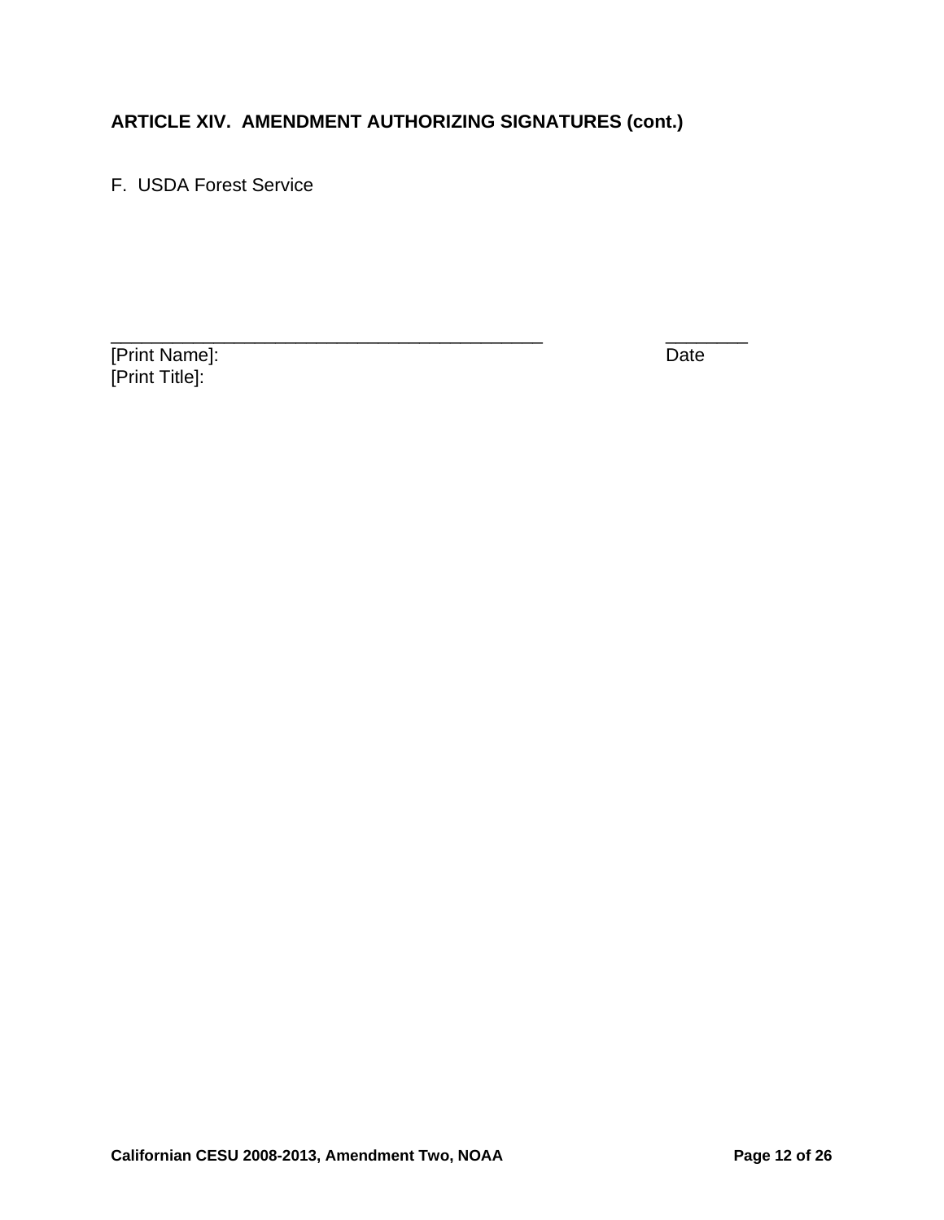## ARTICLE XIV. AMENDMENT AUTHORIZING SIGNATURES (cont.)

F. USDA Forest Service

_____________________________________________ _________
[Print Name]: Date
[Print Title]: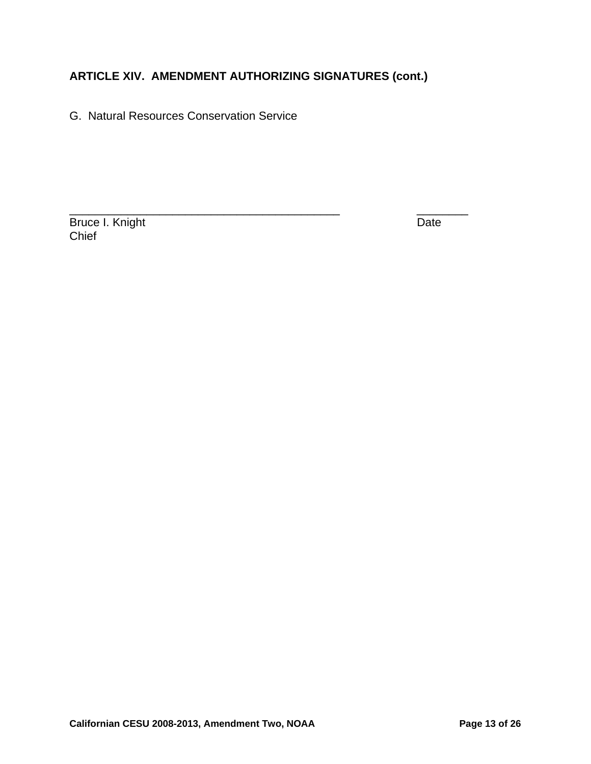**ARTICLE XIV. AMENDMENT AUTHORIZING SIGNATURES (cont.)**

G. Natural Resources Conservation Service

\_\_\_\_\_\_\_\_\_\_\_\_\_\_\_\_\_\_\_\_\_\_\_\_\_\_\_\_\_\_\_\_\_\_\_\_\_\_\_\_\_\_\_\_ \_\_\_\_\_\_\_\_\_

Bruce I. Knight Date

Chief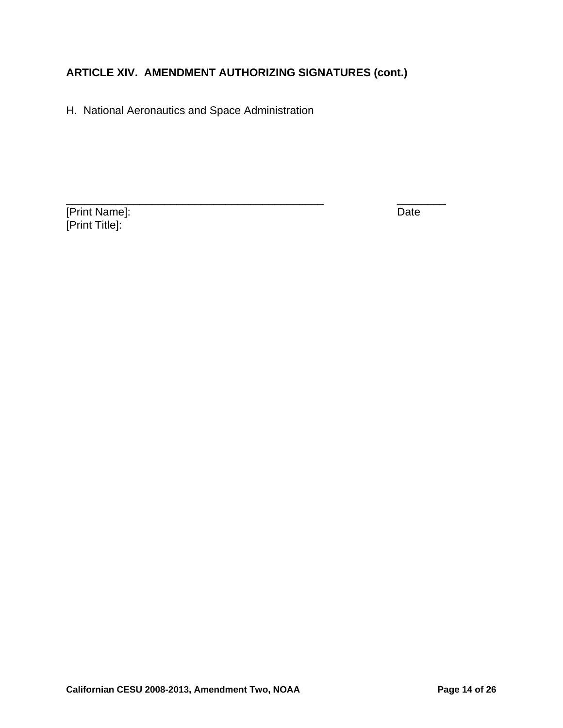**ARTICLE XIV.  AMENDMENT AUTHORIZING SIGNATURES (cont.)**

H.  National Aeronautics and Space Administration

_____________________________________________                    ________
[Print Name]:                                                                                  Date
[Print Title]: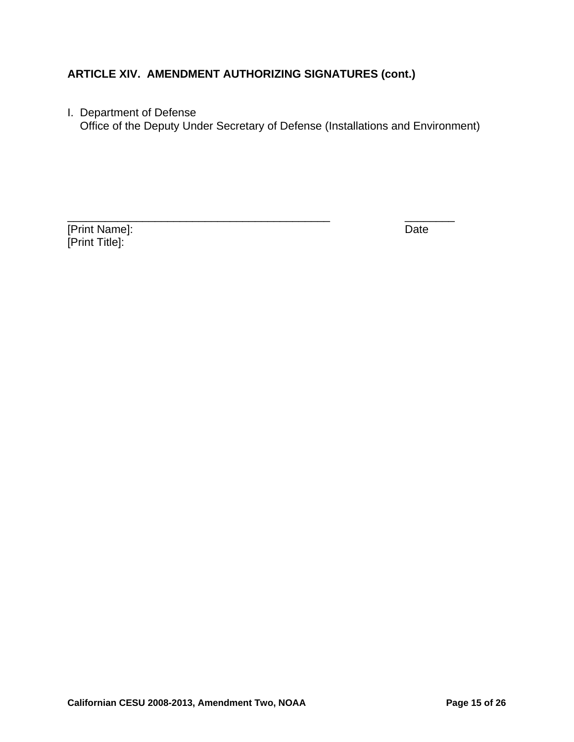### ARTICLE XIV. AMENDMENT AUTHORIZING SIGNATURES (cont.)

I. Department of Defense
   Office of the Deputy Under Secretary of Defense (Installations and Environment)

_____________________________________________ ________
[Print Name]: Date
[Print Title]: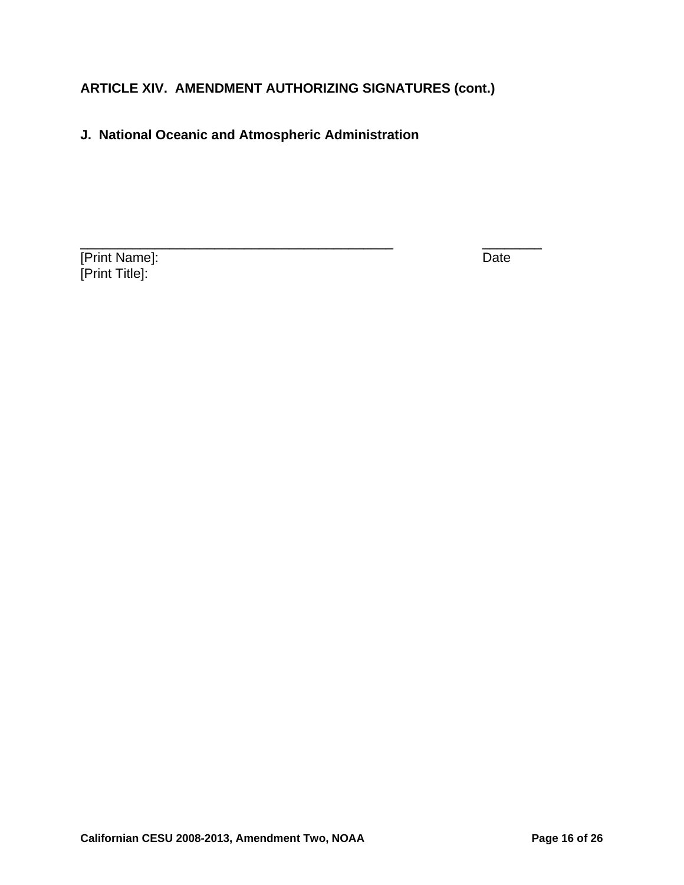**ARTICLE XIV. AMENDMENT AUTHORIZING SIGNATURES (cont.)**

**J. National Oceanic and Atmospheric Administration**

\_\_\_\_\_\_\_\_\_\_\_\_\_\_\_\_\_\_\_\_\_\_\_\_\_\_\_\_\_\_\_\_\_\_\_\_\_\_\_\_\_\_\_\_ \_\_\_\_\_\_\_\_\_
[Print Name]: Date
[Print Title]: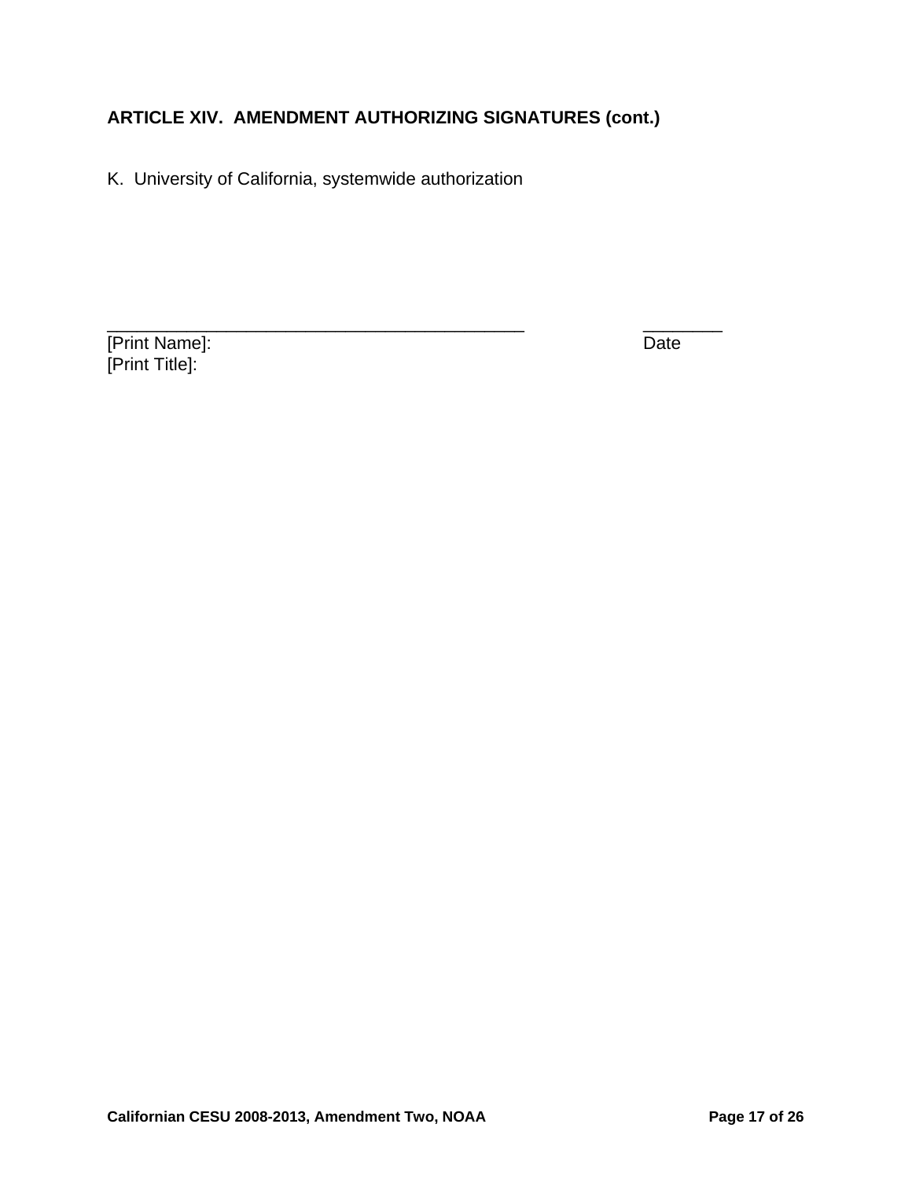**ARTICLE XIV. AMENDMENT AUTHORIZING SIGNATURES (cont.)**

K. University of California, systemwide authorization

\_\_\_\_\_\_\_\_\_\_\_\_\_\_\_\_\_\_\_\_\_\_\_\_\_\_\_\_\_\_\_\_\_\_\_\_\_\_\_\_\_\_\_\_ \_\_\_\_\_\_\_\_\_
[Print Name]: Date
[Print Title]: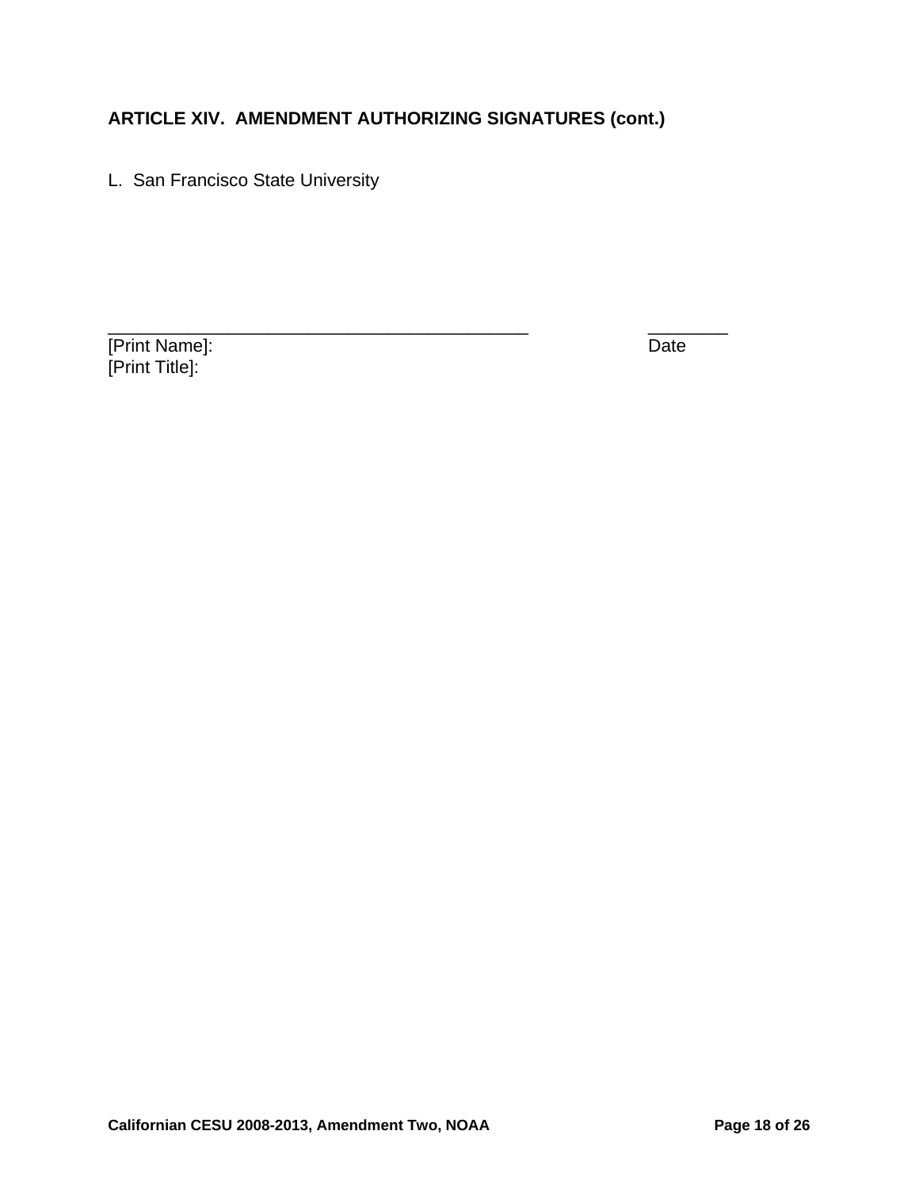### ARTICLE XIV. AMENDMENT AUTHORIZING SIGNATURES (cont.)

L. San Francisco State University

_____________________________________________ ________
[Print Name]: Date
[Print Title]: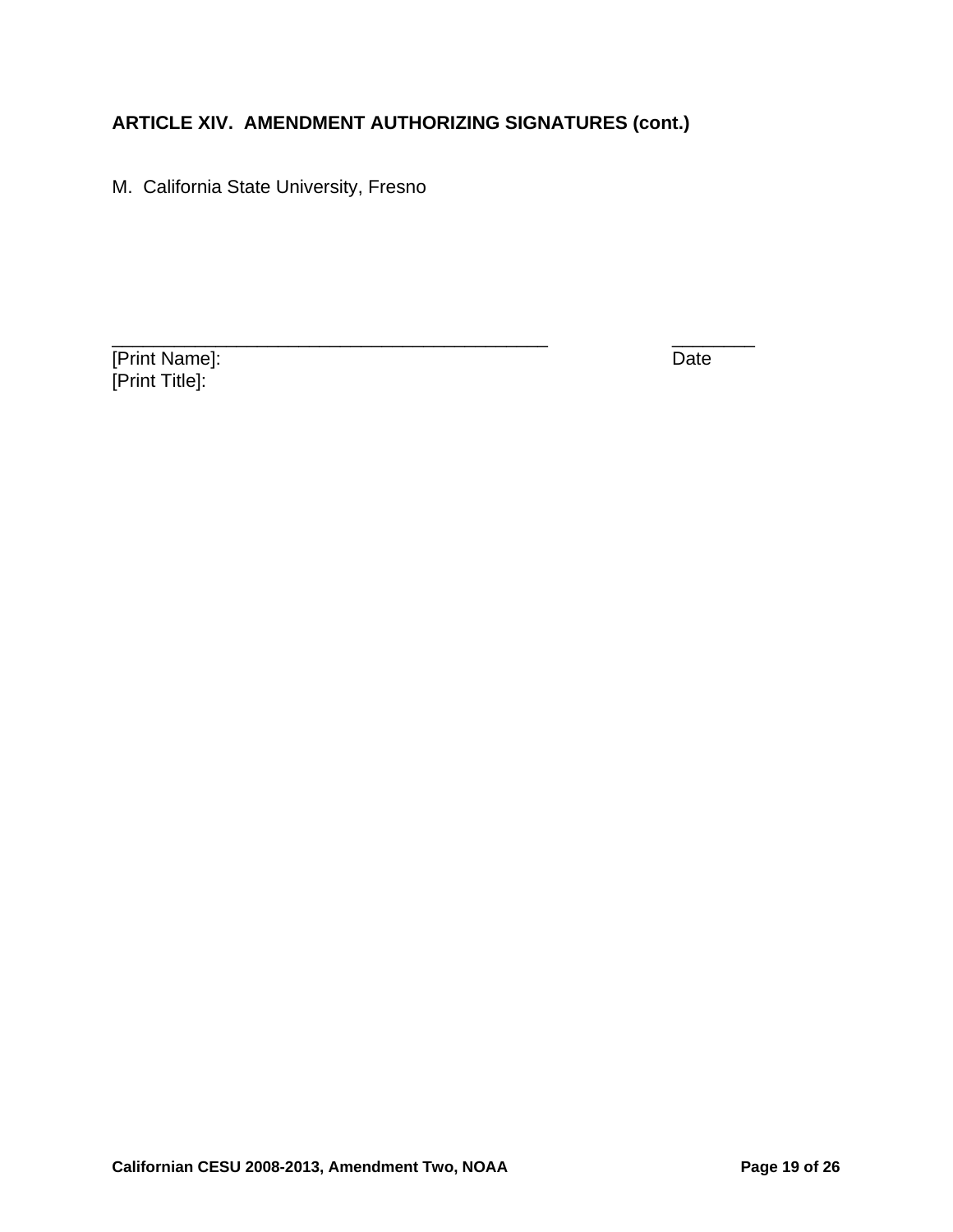**ARTICLE XIV. AMENDMENT AUTHORIZING SIGNATURES (cont.)**

M. California State University, Fresno

_____________________________________________ ________
[Print Name]: Date
[Print Title]: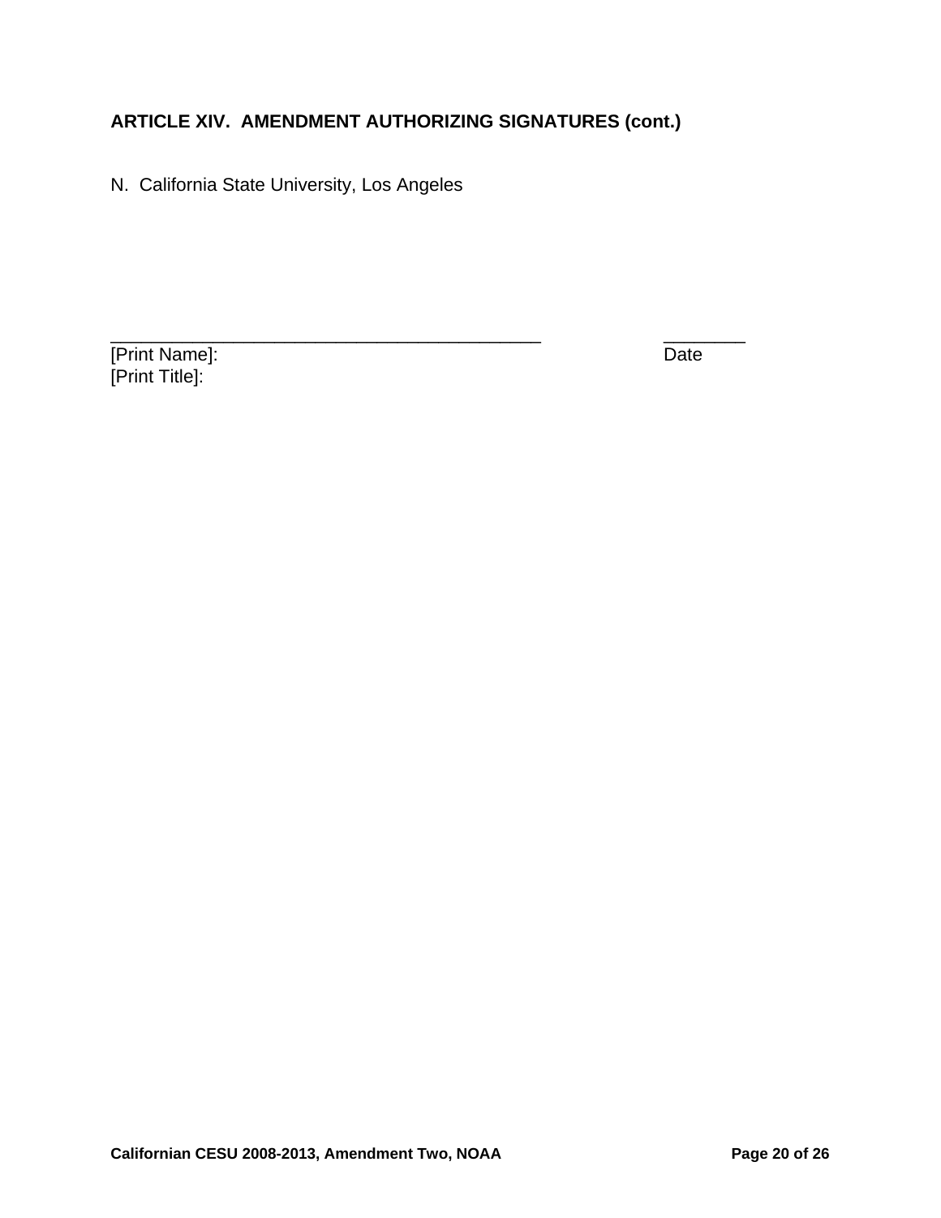**ARTICLE XIV. AMENDMENT AUTHORIZING SIGNATURES (cont.)**

N. California State University, Los Angeles

_____________________________________________ ________
[Print Name]: Date
[Print Title]: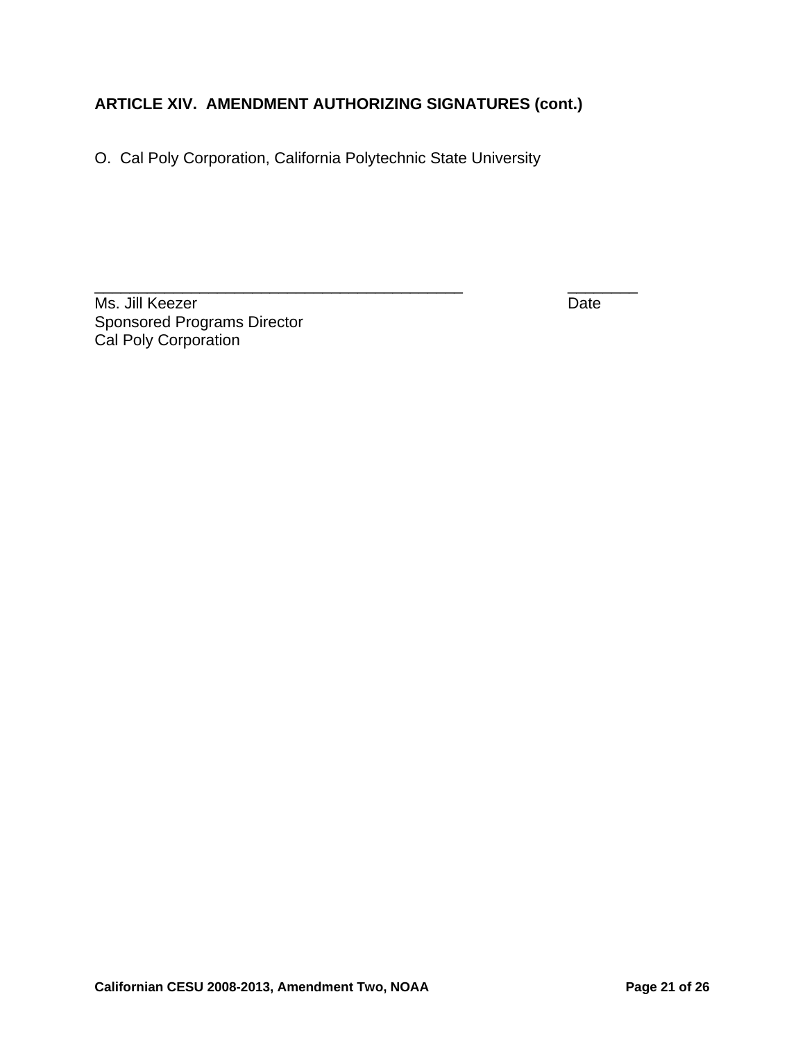**ARTICLE XIV. AMENDMENT AUTHORIZING SIGNATURES (cont.)**

O. Cal Poly Corporation, California Polytechnic State University

_____________________________________________ ________

Ms. Jill Keezer Date

Sponsored Programs Director

Cal Poly Corporation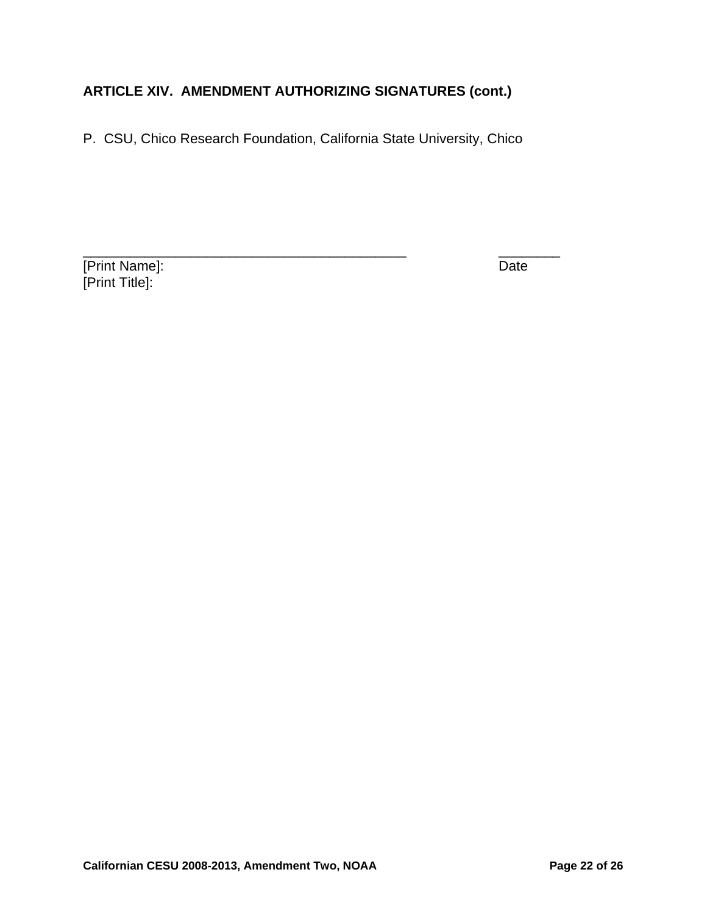**ARTICLE XIV. AMENDMENT AUTHORIZING SIGNATURES (cont.)**

P. CSU, Chico Research Foundation, California State University, Chico

_____________________________________________ ________

[Print Name]: Date

[Print Title]: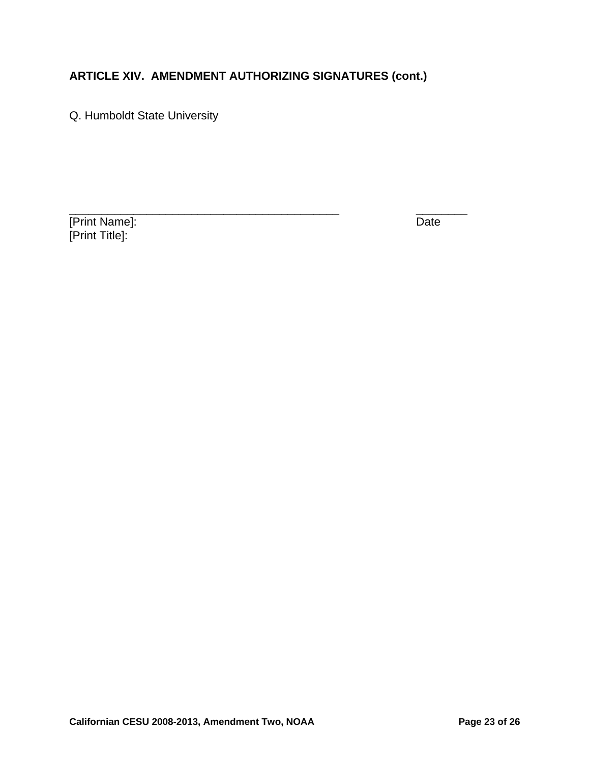**ARTICLE XIV. AMENDMENT AUTHORIZING SIGNATURES (cont.)**

Q. Humboldt State University

_____________________________________________ ________

[Print Name]: Date

[Print Title]: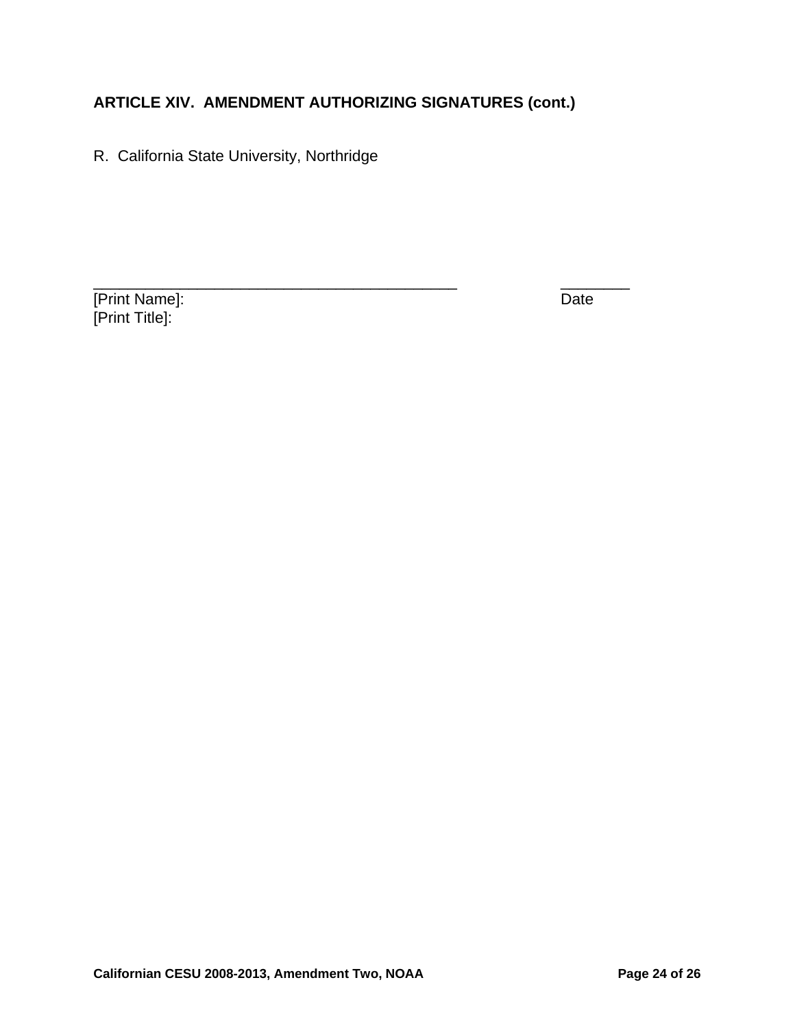### ARTICLE XIV. AMENDMENT AUTHORIZING SIGNATURES (cont.)

R. California State University, Northridge

_____________________________________________ ________
[Print Name]: Date
[Print Title]: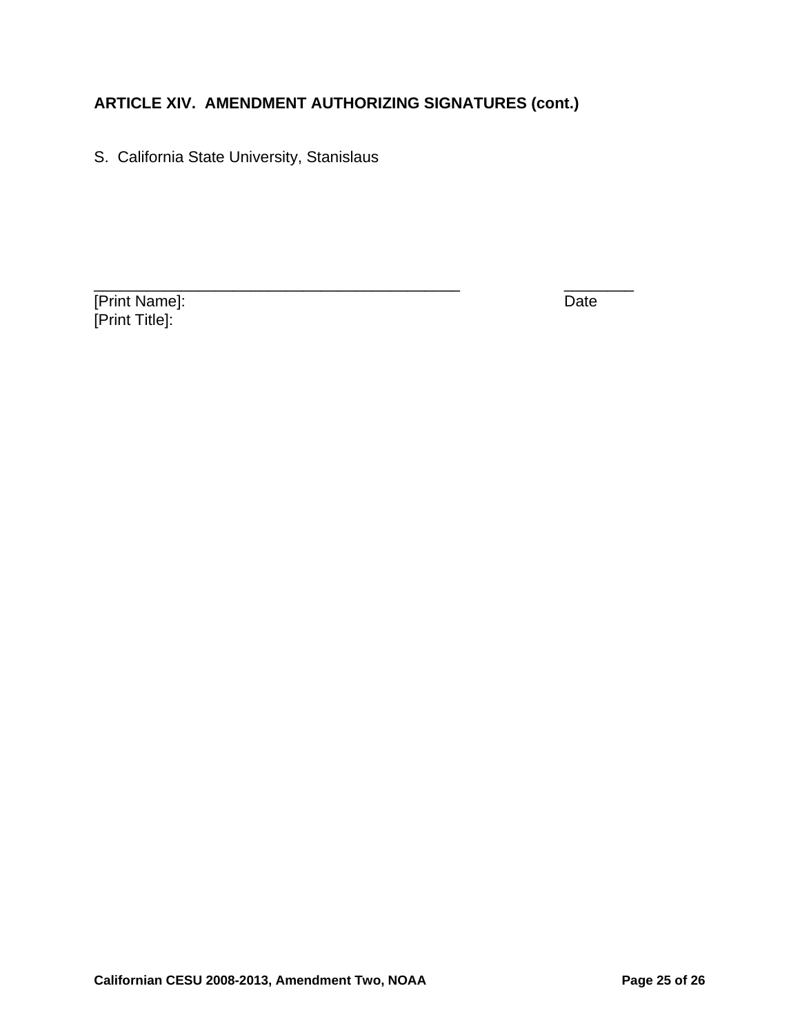**ARTICLE XIV. AMENDMENT AUTHORIZING SIGNATURES (cont.)**

S. California State University, Stanislaus

_____________________________________________ ________
[Print Name]: Date
[Print Title]: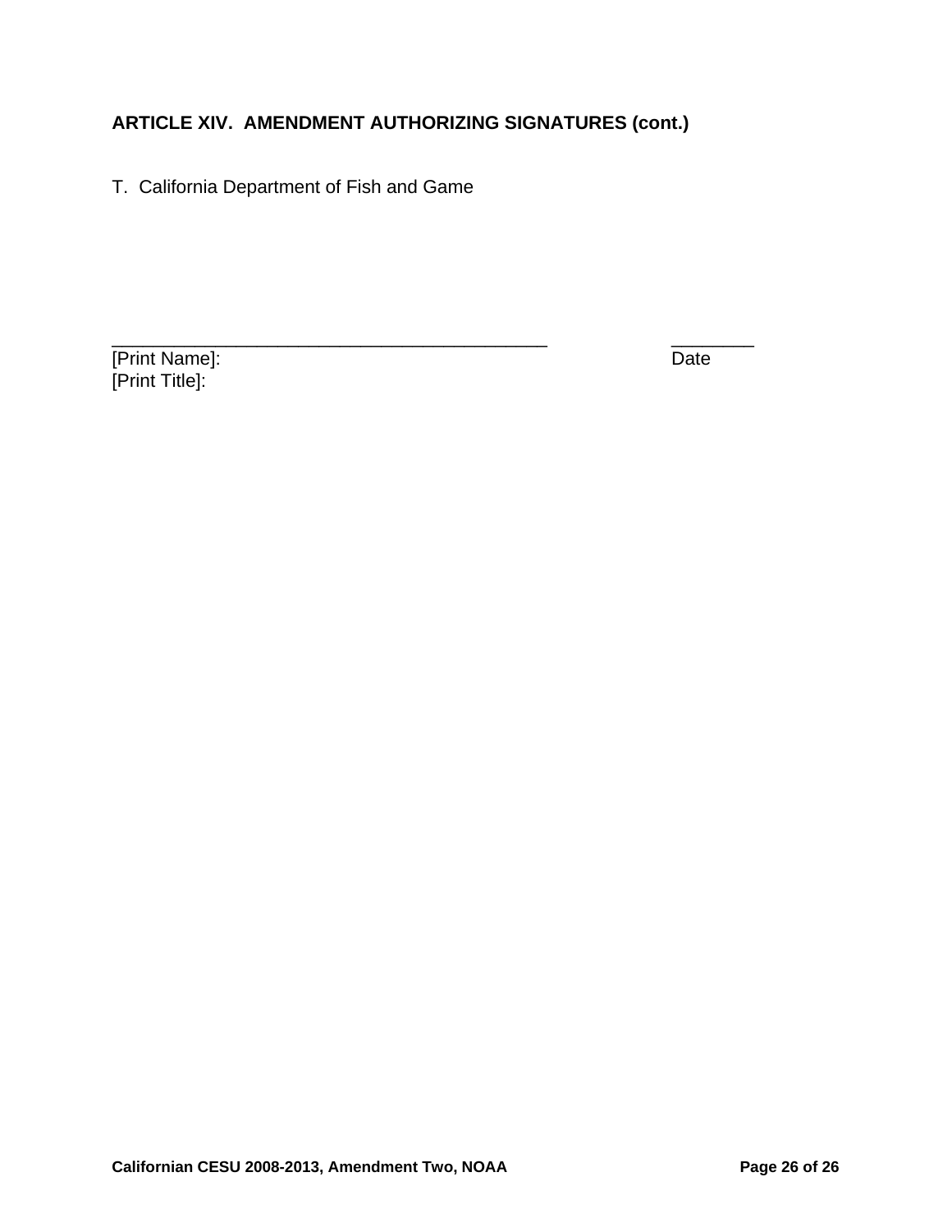**ARTICLE XIV. AMENDMENT AUTHORIZING SIGNATURES (cont.)**

T. California Department of Fish and Game

_____________________________________________ ________
[Print Name]: Date
[Print Title]: